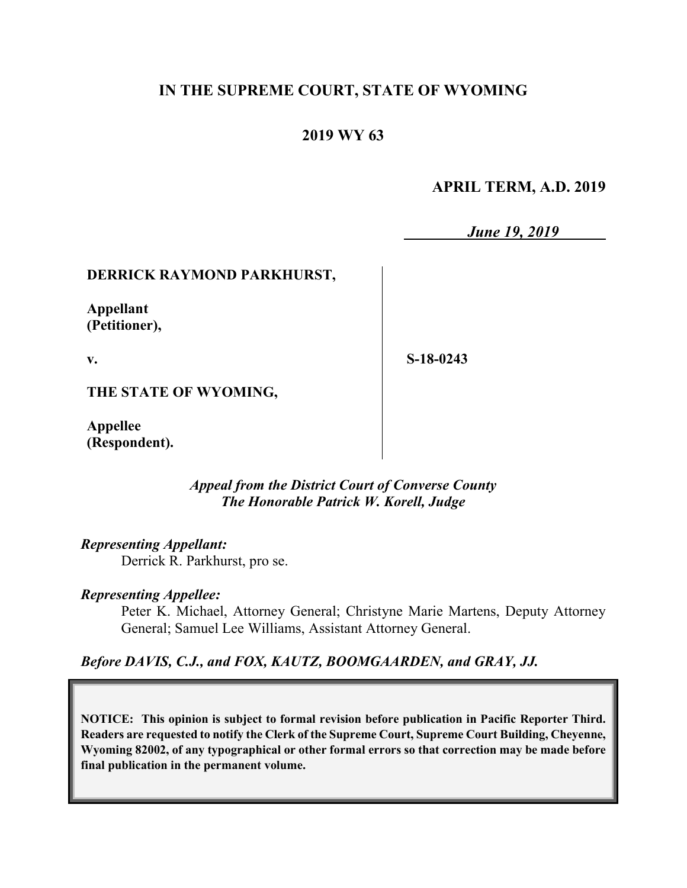# IN THE SUPREME COURT, STATE OF WYOMING

## 2019 WY 63

**APRIL TERM, A.D. 2019**

*June 19, 2019*

**DERRICK RAYMOND PARKHURST,**

**Appellant**
**(Petitioner),**

**v.**

**THE STATE OF WYOMING,**

**Appellee**
**(Respondent).**

**S-18-0243**

*Appeal from the District Court of Converse County*
*The Honorable Patrick W. Korell, Judge*

***Representing Appellant:***
Derrick R. Parkhurst, pro se.

***Representing Appellee:***
Peter K. Michael, Attorney General; Christyne Marie Martens, Deputy Attorney General; Samuel Lee Williams, Assistant Attorney General.

***Before DAVIS, C.J., and FOX, KAUTZ, BOOMGAARDEN, and GRAY, JJ.***

**NOTICE: This opinion is subject to formal revision before publication in Pacific Reporter Third. Readers are requested to notify the Clerk of the Supreme Court, Supreme Court Building, Cheyenne, Wyoming 82002, of any typographical or other formal errors so that correction may be made before final publication in the permanent volume.**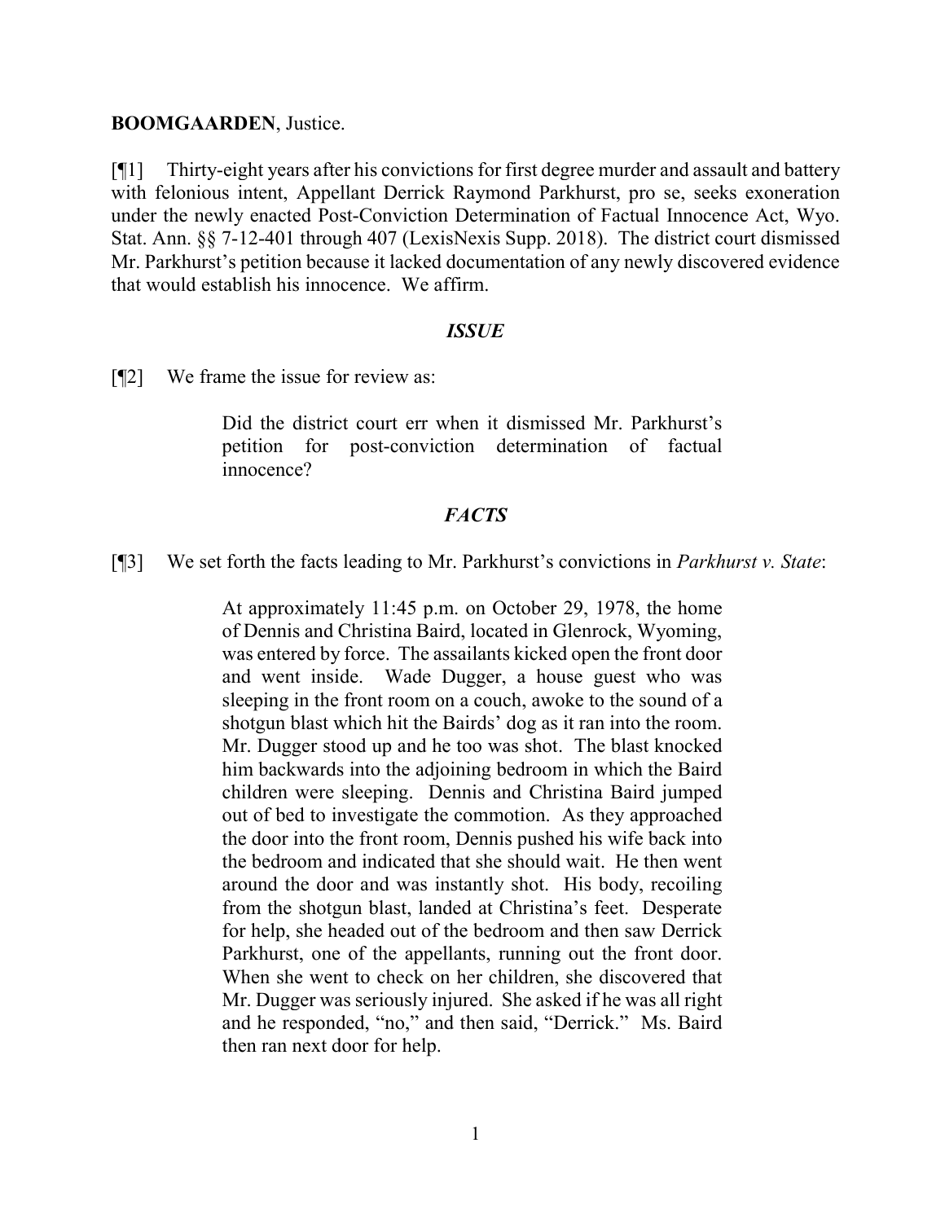**BOOMGAARDEN**, Justice.

[¶1] Thirty-eight years after his convictions for first degree murder and assault and battery with felonious intent, Appellant Derrick Raymond Parkhurst, pro se, seeks exoneration under the newly enacted Post-Conviction Determination of Factual Innocence Act, Wyo. Stat. Ann. §§ 7-12-401 through 407 (LexisNexis Supp. 2018). The district court dismissed Mr. Parkhurst's petition because it lacked documentation of any newly discovered evidence that would establish his innocence. We affirm.

### *ISSUE*

[¶2] We frame the issue for review as:

> Did the district court err when it dismissed Mr. Parkhurst's petition for post-conviction determination of factual innocence?

### *FACTS*

[¶3] We set forth the facts leading to Mr. Parkhurst's convictions in *Parkhurst v. State*:

> At approximately 11:45 p.m. on October 29, 1978, the home of Dennis and Christina Baird, located in Glenrock, Wyoming, was entered by force. The assailants kicked open the front door and went inside. Wade Dugger, a house guest who was sleeping in the front room on a couch, awoke to the sound of a shotgun blast which hit the Bairds' dog as it ran into the room. Mr. Dugger stood up and he too was shot. The blast knocked him backwards into the adjoining bedroom in which the Baird children were sleeping. Dennis and Christina Baird jumped out of bed to investigate the commotion. As they approached the door into the front room, Dennis pushed his wife back into the bedroom and indicated that she should wait. He then went around the door and was instantly shot. His body, recoiling from the shotgun blast, landed at Christina's feet. Desperate for help, she headed out of the bedroom and then saw Derrick Parkhurst, one of the appellants, running out the front door. When she went to check on her children, she discovered that Mr. Dugger was seriously injured. She asked if he was all right and he responded, "no," and then said, "Derrick." Ms. Baird then ran next door for help.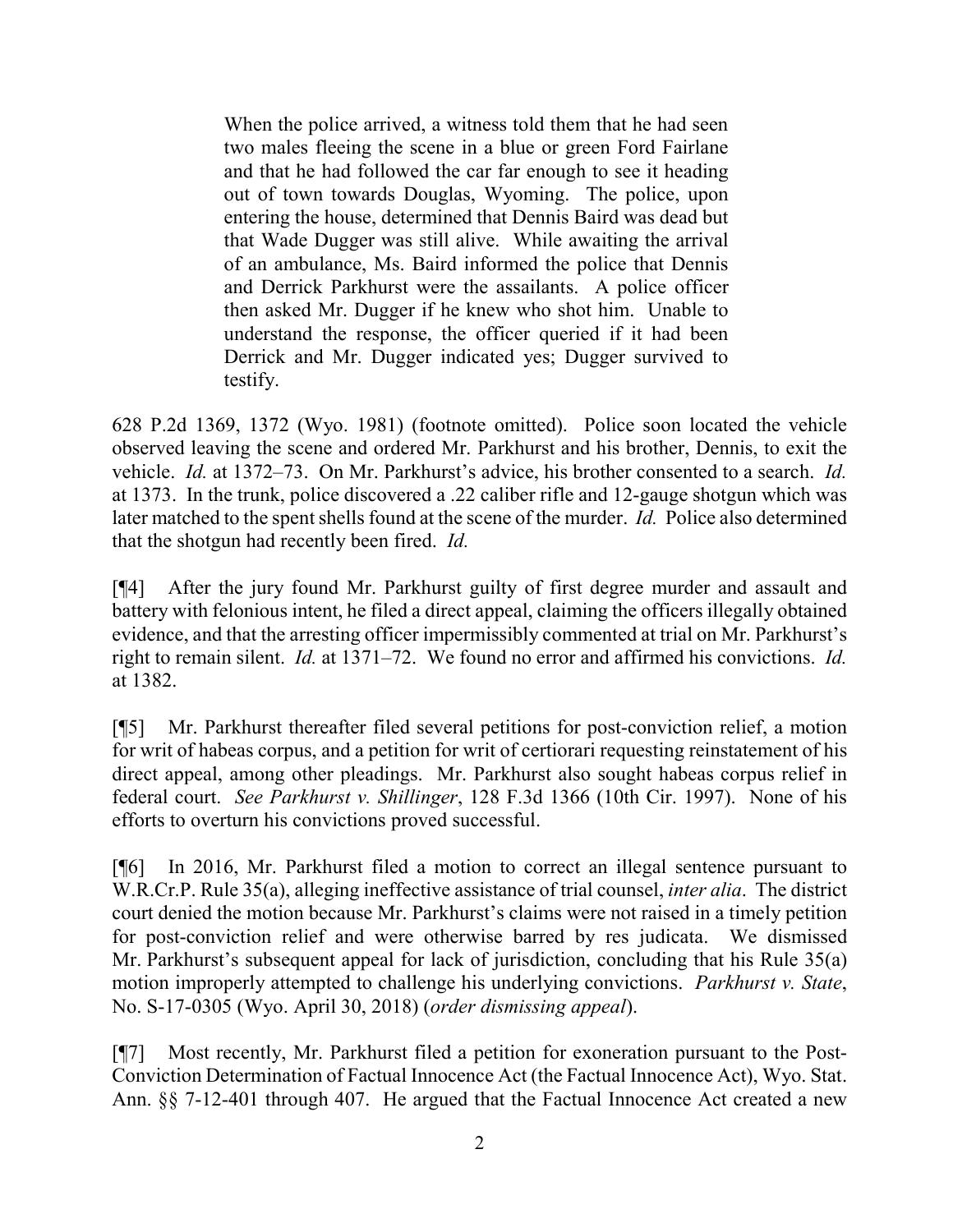> When the police arrived, a witness told them that he had seen two males fleeing the scene in a blue or green Ford Fairlane and that he had followed the car far enough to see it heading out of town towards Douglas, Wyoming. The police, upon entering the house, determined that Dennis Baird was dead but that Wade Dugger was still alive. While awaiting the arrival of an ambulance, Ms. Baird informed the police that Dennis and Derrick Parkhurst were the assailants. A police officer then asked Mr. Dugger if he knew who shot him. Unable to understand the response, the officer queried if it had been Derrick and Mr. Dugger indicated yes; Dugger survived to testify.

628 P.2d 1369, 1372 (Wyo. 1981) (footnote omitted). Police soon located the vehicle observed leaving the scene and ordered Mr. Parkhurst and his brother, Dennis, to exit the vehicle. *Id.* at 1372–73. On Mr. Parkhurst's advice, his brother consented to a search. *Id.* at 1373. In the trunk, police discovered a .22 caliber rifle and 12-gauge shotgun which was later matched to the spent shells found at the scene of the murder. *Id.* Police also determined that the shotgun had recently been fired. *Id.*

[¶4] After the jury found Mr. Parkhurst guilty of first degree murder and assault and battery with felonious intent, he filed a direct appeal, claiming the officers illegally obtained evidence, and that the arresting officer impermissibly commented at trial on Mr. Parkhurst's right to remain silent. *Id.* at 1371–72. We found no error and affirmed his convictions. *Id.* at 1382.

[¶5] Mr. Parkhurst thereafter filed several petitions for post-conviction relief, a motion for writ of habeas corpus, and a petition for writ of certiorari requesting reinstatement of his direct appeal, among other pleadings. Mr. Parkhurst also sought habeas corpus relief in federal court. *See Parkhurst v. Shillinger*, 128 F.3d 1366 (10th Cir. 1997). None of his efforts to overturn his convictions proved successful.

[¶6] In 2016, Mr. Parkhurst filed a motion to correct an illegal sentence pursuant to W.R.Cr.P. Rule 35(a), alleging ineffective assistance of trial counsel, *inter alia*. The district court denied the motion because Mr. Parkhurst's claims were not raised in a timely petition for post-conviction relief and were otherwise barred by res judicata. We dismissed Mr. Parkhurst's subsequent appeal for lack of jurisdiction, concluding that his Rule 35(a) motion improperly attempted to challenge his underlying convictions. *Parkhurst v. State*, No. S-17-0305 (Wyo. April 30, 2018) (*order dismissing appeal*).

[¶7] Most recently, Mr. Parkhurst filed a petition for exoneration pursuant to the Post-Conviction Determination of Factual Innocence Act (the Factual Innocence Act), Wyo. Stat. Ann. §§ 7-12-401 through 407. He argued that the Factual Innocence Act created a new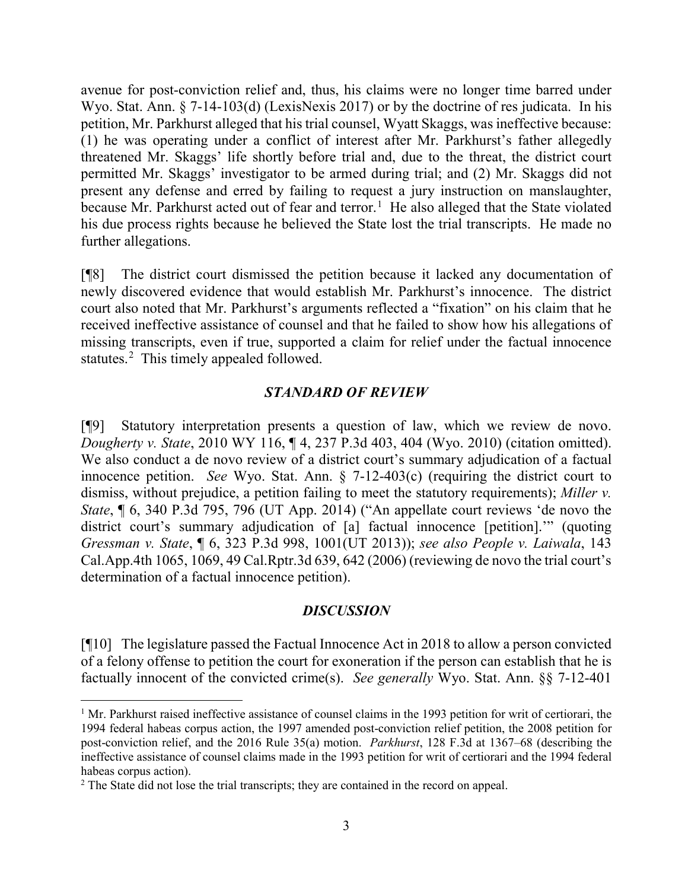avenue for post-conviction relief and, thus, his claims were no longer time barred under Wyo. Stat. Ann. § 7-14-103(d) (LexisNexis 2017) or by the doctrine of res judicata. In his petition, Mr. Parkhurst alleged that his trial counsel, Wyatt Skaggs, was ineffective because: (1) he was operating under a conflict of interest after Mr. Parkhurst's father allegedly threatened Mr. Skaggs' life shortly before trial and, due to the threat, the district court permitted Mr. Skaggs' investigator to be armed during trial; and (2) Mr. Skaggs did not present any defense and erred by failing to request a jury instruction on manslaughter, because Mr. Parkhurst acted out of fear and terror.[1] He also alleged that the State violated his due process rights because he believed the State lost the trial transcripts. He made no further allegations.

[¶8] The district court dismissed the petition because it lacked any documentation of newly discovered evidence that would establish Mr. Parkhurst's innocence. The district court also noted that Mr. Parkhurst's arguments reflected a "fixation" on his claim that he received ineffective assistance of counsel and that he failed to show how his allegations of missing transcripts, even if true, supported a claim for relief under the factual innocence statutes.[2] This timely appealed followed.

### *STANDARD OF REVIEW*

[¶9] Statutory interpretation presents a question of law, which we review de novo. *Dougherty v. State*, 2010 WY 116, ¶ 4, 237 P.3d 403, 404 (Wyo. 2010) (citation omitted). We also conduct a de novo review of a district court's summary adjudication of a factual innocence petition. *See* Wyo. Stat. Ann. § 7-12-403(c) (requiring the district court to dismiss, without prejudice, a petition failing to meet the statutory requirements); *Miller v. State*, ¶ 6, 340 P.3d 795, 796 (UT App. 2014) ("An appellate court reviews 'de novo the district court's summary adjudication of [a] factual innocence [petition].'" (quoting *Gressman v. State*, ¶ 6, 323 P.3d 998, 1001(UT 2013)); *see also People v. Laiwala*, 143 Cal.App.4th 1065, 1069, 49 Cal.Rptr.3d 639, 642 (2006) (reviewing de novo the trial court's determination of a factual innocence petition).

### *DISCUSSION*

[¶10] The legislature passed the Factual Innocence Act in 2018 to allow a person convicted of a felony offense to petition the court for exoneration if the person can establish that he is factually innocent of the convicted crime(s). *See generally* Wyo. Stat. Ann. §§ 7-12-401

---

[1] Mr. Parkhurst raised ineffective assistance of counsel claims in the 1993 petition for writ of certiorari, the 1994 federal habeas corpus action, the 1997 amended post-conviction relief petition, the 2008 petition for post-conviction relief, and the 2016 Rule 35(a) motion. *Parkhurst*, 128 F.3d at 1367–68 (describing the ineffective assistance of counsel claims made in the 1993 petition for writ of certiorari and the 1994 federal habeas corpus action).

[2] The State did not lose the trial transcripts; they are contained in the record on appeal.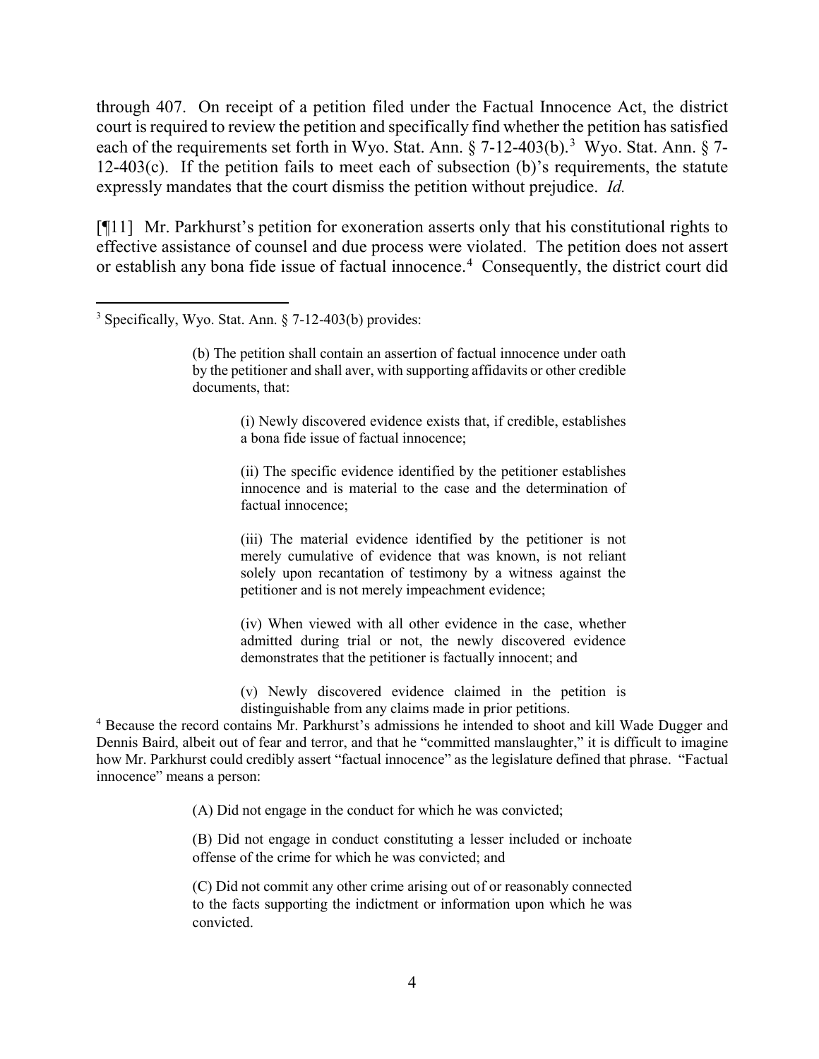through 407. On receipt of a petition filed under the Factual Innocence Act, the district court is required to review the petition and specifically find whether the petition has satisfied each of the requirements set forth in Wyo. Stat. Ann. § 7-12-403(b).[3] Wyo. Stat. Ann. § 7-12-403(c). If the petition fails to meet each of subsection (b)'s requirements, the statute expressly mandates that the court dismiss the petition without prejudice. *Id.*

[¶11] Mr. Parkhurst's petition for exoneration asserts only that his constitutional rights to effective assistance of counsel and due process were violated. The petition does not assert or establish any bona fide issue of factual innocence.[4] Consequently, the district court did

---

[3] Specifically, Wyo. Stat. Ann. § 7-12-403(b) provides:

> (b) The petition shall contain an assertion of factual innocence under oath by the petitioner and shall aver, with supporting affidavits or other credible documents, that:
>
> > (i) Newly discovered evidence exists that, if credible, establishes a bona fide issue of factual innocence;
> >
> > (ii) The specific evidence identified by the petitioner establishes innocence and is material to the case and the determination of factual innocence;
> >
> > (iii) The material evidence identified by the petitioner is not merely cumulative of evidence that was known, is not reliant solely upon recantation of testimony by a witness against the petitioner and is not merely impeachment evidence;
> >
> > (iv) When viewed with all other evidence in the case, whether admitted during trial or not, the newly discovered evidence demonstrates that the petitioner is factually innocent; and
> >
> > (v) Newly discovered evidence claimed in the petition is distinguishable from any claims made in prior petitions.

[4] Because the record contains Mr. Parkhurst's admissions he intended to shoot and kill Wade Dugger and Dennis Baird, albeit out of fear and terror, and that he "committed manslaughter," it is difficult to imagine how Mr. Parkhurst could credibly assert "factual innocence" as the legislature defined that phrase. "Factual innocence" means a person:

> (A) Did not engage in the conduct for which he was convicted;
>
> (B) Did not engage in conduct constituting a lesser included or inchoate offense of the crime for which he was convicted; and
>
> (C) Did not commit any other crime arising out of or reasonably connected to the facts supporting the indictment or information upon which he was convicted.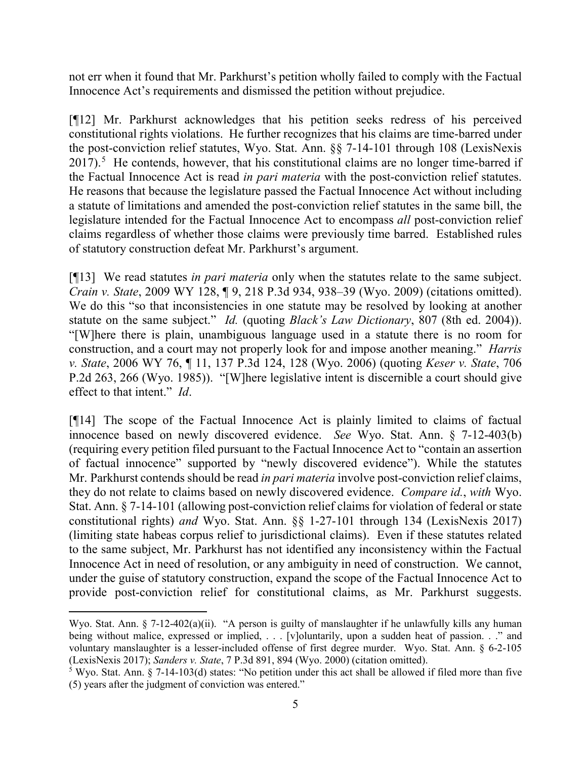not err when it found that Mr. Parkhurst's petition wholly failed to comply with the Factual Innocence Act's requirements and dismissed the petition without prejudice.

[¶12] Mr. Parkhurst acknowledges that his petition seeks redress of his perceived constitutional rights violations. He further recognizes that his claims are time-barred under the post-conviction relief statutes, Wyo. Stat. Ann. §§ 7-14-101 through 108 (LexisNexis 2017).[5] He contends, however, that his constitutional claims are no longer time-barred if the Factual Innocence Act is read *in pari materia* with the post-conviction relief statutes. He reasons that because the legislature passed the Factual Innocence Act without including a statute of limitations and amended the post-conviction relief statutes in the same bill, the legislature intended for the Factual Innocence Act to encompass *all* post-conviction relief claims regardless of whether those claims were previously time barred. Established rules of statutory construction defeat Mr. Parkhurst's argument.

[¶13] We read statutes *in pari materia* only when the statutes relate to the same subject. *Crain v. State*, 2009 WY 128, ¶ 9, 218 P.3d 934, 938–39 (Wyo. 2009) (citations omitted). We do this "so that inconsistencies in one statute may be resolved by looking at another statute on the same subject." *Id.* (quoting *Black's Law Dictionary*, 807 (8th ed. 2004)). "[W]here there is plain, unambiguous language used in a statute there is no room for construction, and a court may not properly look for and impose another meaning." *Harris v. State*, 2006 WY 76, ¶ 11, 137 P.3d 124, 128 (Wyo. 2006) (quoting *Keser v. State*, 706 P.2d 263, 266 (Wyo. 1985)). "[W]here legislative intent is discernible a court should give effect to that intent." *Id*.

[¶14] The scope of the Factual Innocence Act is plainly limited to claims of factual innocence based on newly discovered evidence. *See* Wyo. Stat. Ann. § 7-12-403(b) (requiring every petition filed pursuant to the Factual Innocence Act to "contain an assertion of factual innocence" supported by "newly discovered evidence"). While the statutes Mr. Parkhurst contends should be read *in pari materia* involve post-conviction relief claims, they do not relate to claims based on newly discovered evidence. *Compare id.*, *with* Wyo. Stat. Ann. § 7-14-101 (allowing post-conviction relief claims for violation of federal or state constitutional rights) *and* Wyo. Stat. Ann. §§ 1-27-101 through 134 (LexisNexis 2017) (limiting state habeas corpus relief to jurisdictional claims). Even if these statutes related to the same subject, Mr. Parkhurst has not identified any inconsistency within the Factual Innocence Act in need of resolution, or any ambiguity in need of construction. We cannot, under the guise of statutory construction, expand the scope of the Factual Innocence Act to provide post-conviction relief for constitutional claims, as Mr. Parkhurst suggests.

---

Wyo. Stat. Ann. § 7-12-402(a)(ii). "A person is guilty of manslaughter if he unlawfully kills any human being without malice, expressed or implied, . . . [v]oluntarily, upon a sudden heat of passion. . ." and voluntary manslaughter is a lesser-included offense of first degree murder. Wyo. Stat. Ann. § 6-2-105 (LexisNexis 2017); *Sanders v. State*, 7 P.3d 891, 894 (Wyo. 2000) (citation omitted).

[5] Wyo. Stat. Ann. § 7-14-103(d) states: "No petition under this act shall be allowed if filed more than five (5) years after the judgment of conviction was entered."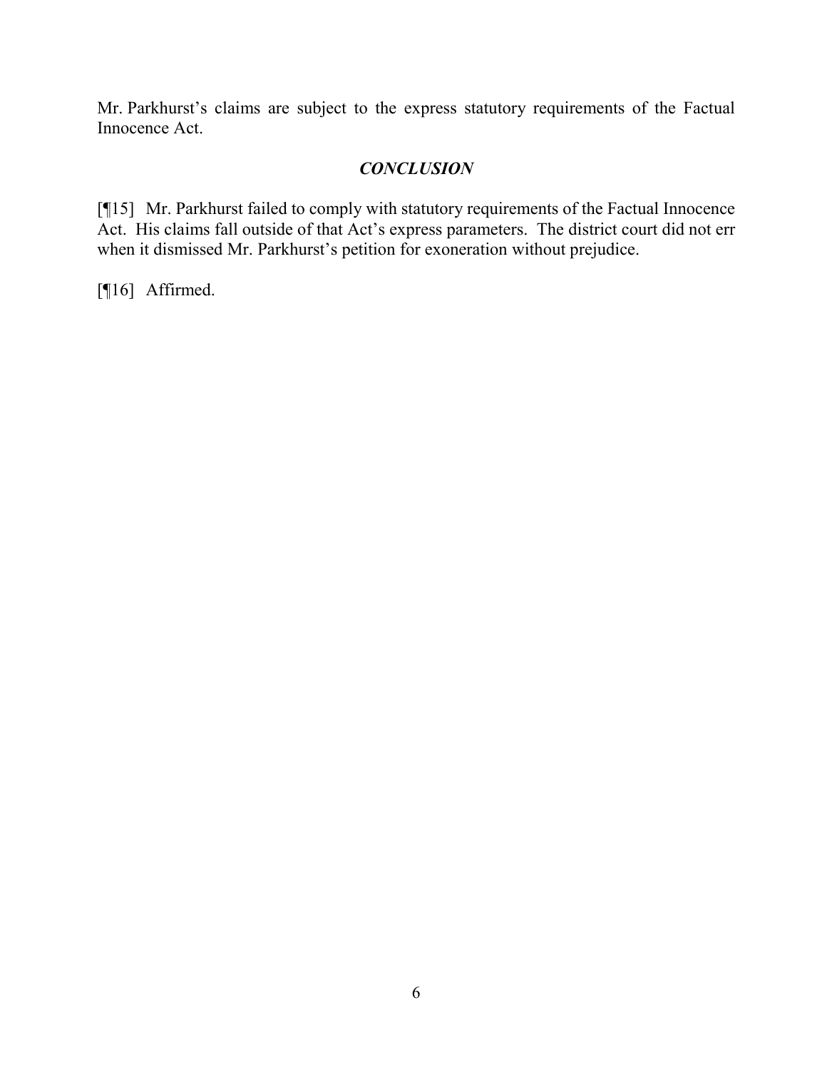Mr. Parkhurst's claims are subject to the express statutory requirements of the Factual Innocence Act.

## *CONCLUSION*

[¶15] Mr. Parkhurst failed to comply with statutory requirements of the Factual Innocence Act. His claims fall outside of that Act's express parameters. The district court did not err when it dismissed Mr. Parkhurst's petition for exoneration without prejudice.

[¶16] Affirmed.